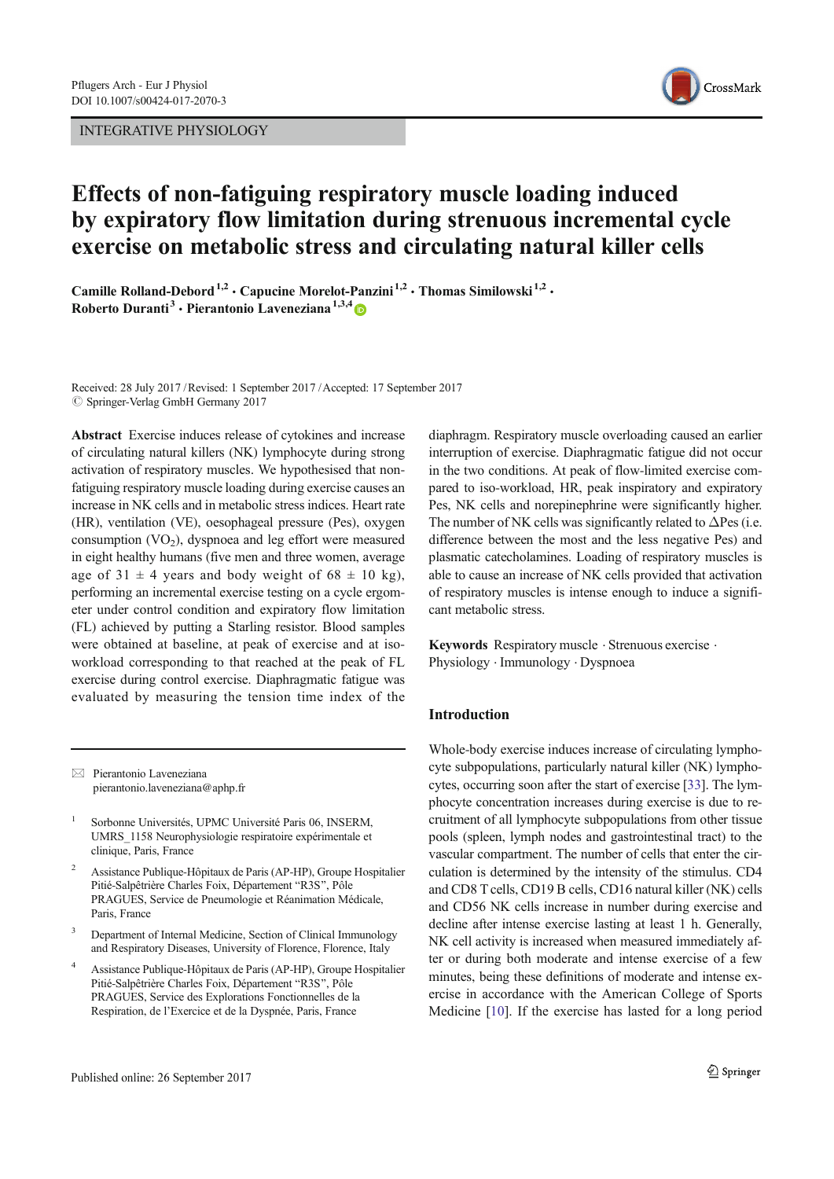INTEGRATIVE PHYSIOLOGY

# Effects of non-fatiguing respiratory muscle loading induced by expiratory flow limitation during strenuous incremental cycle exercise on metabolic stress and circulating natural killer cells

Camille Rolland-Debord[1,2] · Capucine Morelot-Panzini[1,2] · Thomas Similowski[1,2] · Roberto Duranti[3] · Pierantonio Laveneziana[1,3,4]

Received: 28 July 2017 / Revised: 1 September 2017 / Accepted: 17 September 2017
© Springer-Verlag GmbH Germany 2017

**Abstract** Exercise induces release of cytokines and increase of circulating natural killers (NK) lymphocyte during strong activation of respiratory muscles. We hypothesised that non-fatiguing respiratory muscle loading during exercise causes an increase in NK cells and in metabolic stress indices. Heart rate (HR), ventilation (VE), oesophageal pressure (Pes), oxygen consumption ($VO_2$), dyspnoea and leg effort were measured in eight healthy humans (five men and three women, average age of 31 ± 4 years and body weight of 68 ± 10 kg), performing an incremental exercise testing on a cycle ergometer under control condition and expiratory flow limitation (FL) achieved by putting a Starling resistor. Blood samples were obtained at baseline, at peak of exercise and at iso-workload corresponding to that reached at the peak of FL exercise during control exercise. Diaphragmatic fatigue was evaluated by measuring the tension time index of the diaphragm. Respiratory muscle overloading caused an earlier interruption of exercise. Diaphragmatic fatigue did not occur in the two conditions. At peak of flow-limited exercise compared to iso-workload, HR, peak inspiratory and expiratory Pes, NK cells and norepinephrine were significantly higher. The number of NK cells was significantly related to ΔPes (i.e. difference between the most and the less negative Pes) and plasmatic catecholamines. Loading of respiratory muscles is able to cause an increase of NK cells provided that activation of respiratory muscles is intense enough to induce a significant metabolic stress.

**Keywords** Respiratory muscle · Strenuous exercise · Physiology · Immunology · Dyspnoea

✉ Pierantonio Laveneziana
pierantonio.laveneziana@aphp.fr

1 Sorbonne Universités, UPMC Université Paris 06, INSERM, UMRS_1158 Neurophysiologie respiratoire expérimentale et clinique, Paris, France

2 Assistance Publique-Hôpitaux de Paris (AP-HP), Groupe Hospitalier Pitié-Salpêtrière Charles Foix, Département "R3S", Pôle PRAGUES, Service de Pneumologie et Réanimation Médicale, Paris, France

3 Department of Internal Medicine, Section of Clinical Immunology and Respiratory Diseases, University of Florence, Florence, Italy

4 Assistance Publique-Hôpitaux de Paris (AP-HP), Groupe Hospitalier Pitié-Salpêtrière Charles Foix, Département "R3S", Pôle PRAGUES, Service des Explorations Fonctionnelles de la Respiration, de l'Exercice et de la Dyspnée, Paris, France

## Introduction

Whole-body exercise induces increase of circulating lymphocyte subpopulations, particularly natural killer (NK) lymphocytes, occurring soon after the start of exercise [33]. The lymphocyte concentration increases during exercise is due to recruitment of all lymphocyte subpopulations from other tissue pools (spleen, lymph nodes and gastrointestinal tract) to the vascular compartment. The number of cells that enter the circulation is determined by the intensity of the stimulus. CD4 and CD8 T cells, CD19 B cells, CD16 natural killer (NK) cells and CD56 NK cells increase in number during exercise and decline after intense exercise lasting at least 1 h. Generally, NK cell activity is increased when measured immediately after or during both moderate and intense exercise of a few minutes, being these definitions of moderate and intense exercise in accordance with the American College of Sports Medicine [10]. If the exercise has lasted for a long period

Published online: 26 September 2017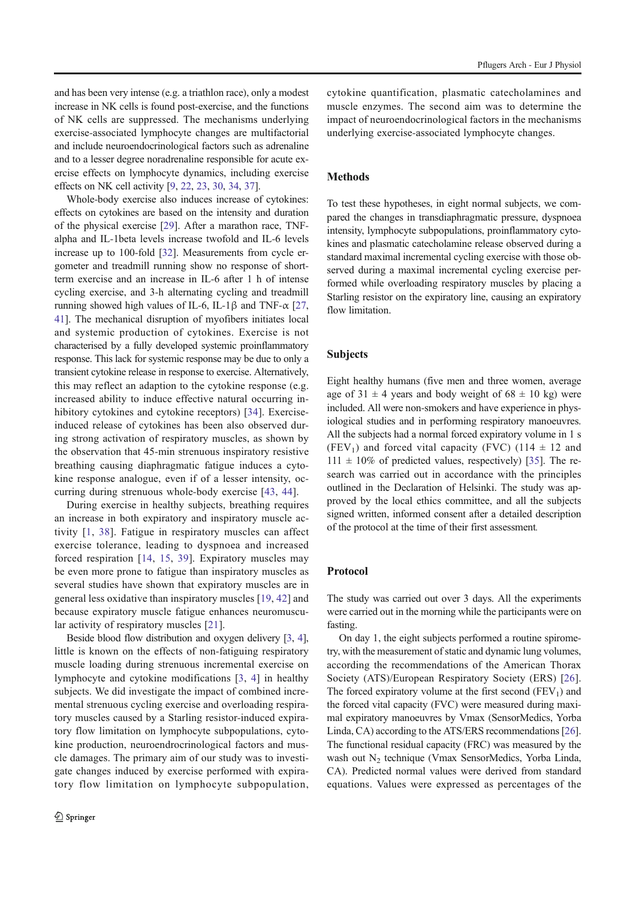and has been very intense (e.g. a triathlon race), only a modest increase in NK cells is found post-exercise, and the functions of NK cells are suppressed. The mechanisms underlying exercise-associated lymphocyte changes are multifactorial and include neuroendocrinological factors such as adrenaline and to a lesser degree noradrenaline responsible for acute exercise effects on lymphocyte dynamics, including exercise effects on NK cell activity [9, 22, 23, 30, 34, 37].

Whole-body exercise also induces increase of cytokines: effects on cytokines are based on the intensity and duration of the physical exercise [29]. After a marathon race, TNF-alpha and IL-1beta levels increase twofold and IL-6 levels increase up to 100-fold [32]. Measurements from cycle ergometer and treadmill running show no response of short-term exercise and an increase in IL-6 after 1 h of intense cycling exercise, and 3-h alternating cycling and treadmill running showed high values of IL-6, IL-1β and TNF-α [27, 41]. The mechanical disruption of myofibers initiates local and systemic production of cytokines. Exercise is not characterised by a fully developed systemic proinflammatory response. This lack for systemic response may be due to only a transient cytokine release in response to exercise. Alternatively, this may reflect an adaption to the cytokine response (e.g. increased ability to induce effective natural occurring inhibitory cytokines and cytokine receptors) [34]. Exercise-induced release of cytokines has been also observed during strong activation of respiratory muscles, as shown by the observation that 45-min strenuous inspiratory resistive breathing causing diaphragmatic fatigue induces a cytokine response analogue, even if of a lesser intensity, occurring during strenuous whole-body exercise [43, 44].

During exercise in healthy subjects, breathing requires an increase in both expiratory and inspiratory muscle activity [1, 38]. Fatigue in respiratory muscles can affect exercise tolerance, leading to dyspnoea and increased forced respiration [14, 15, 39]. Expiratory muscles may be even more prone to fatigue than inspiratory muscles as several studies have shown that expiratory muscles are in general less oxidative than inspiratory muscles [19, 42] and because expiratory muscle fatigue enhances neuromuscular activity of respiratory muscles [21].

Beside blood flow distribution and oxygen delivery [3, 4], little is known on the effects of non-fatiguing respiratory muscle loading during strenuous incremental exercise on lymphocyte and cytokine modifications [3, 4] in healthy subjects. We did investigate the impact of combined incremental strenuous cycling exercise and overloading respiratory muscles caused by a Starling resistor-induced expiratory flow limitation on lymphocyte subpopulations, cytokine production, neuroendrocrinological factors and muscle damages. The primary aim of our study was to investigate changes induced by exercise performed with expiratory flow limitation on lymphocyte subpopulation, cytokine quantification, plasmatic catecholamines and muscle enzymes. The second aim was to determine the impact of neuroendocrinological factors in the mechanisms underlying exercise-associated lymphocyte changes.

## Methods

To test these hypotheses, in eight normal subjects, we compared the changes in transdiaphragmatic pressure, dyspnoea intensity, lymphocyte subpopulations, proinflammatory cytokines and plasmatic catecholamine release observed during a standard maximal incremental cycling exercise with those observed during a maximal incremental cycling exercise performed while overloading respiratory muscles by placing a Starling resistor on the expiratory line, causing an expiratory flow limitation.

## Subjects

Eight healthy humans (five men and three women, average age of 31 ± 4 years and body weight of 68 ± 10 kg) were included. All were non-smokers and have experience in physiological studies and in performing respiratory manoeuvres. All the subjects had a normal forced expiratory volume in 1 s ($FEV_1$) and forced vital capacity (FVC) (114 ± 12 and 111 ± 10% of predicted values, respectively) [35]. The research was carried out in accordance with the principles outlined in the Declaration of Helsinki. The study was approved by the local ethics committee, and all the subjects signed written, informed consent after a detailed description of the protocol at the time of their first assessment.

## Protocol

The study was carried out over 3 days. All the experiments were carried out in the morning while the participants were on fasting.

On day 1, the eight subjects performed a routine spirometry, with the measurement of static and dynamic lung volumes, according the recommendations of the American Thorax Society (ATS)/European Respiratory Society (ERS) [26]. The forced expiratory volume at the first second ($FEV_1$) and the forced vital capacity (FVC) were measured during maximal expiratory manoeuvres by Vmax (SensorMedics, Yorba Linda, CA) according to the ATS/ERS recommendations [26]. The functional residual capacity (FRC) was measured by the wash out $N_2$ technique (Vmax SensorMedics, Yorba Linda, CA). Predicted normal values were derived from standard equations. Values were expressed as percentages of the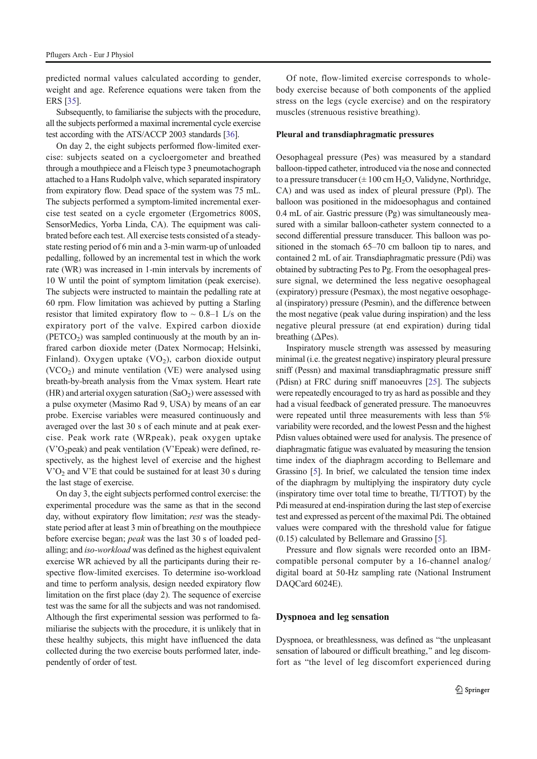predicted normal values calculated according to gender, weight and age. Reference equations were taken from the ERS [35].

Subsequently, to familiarise the subjects with the procedure, all the subjects performed a maximal incremental cycle exercise test according with the ATS/ACCP 2003 standards [36].

On day 2, the eight subjects performed flow-limited exercise: subjects seated on a cycloergometer and breathed through a mouthpiece and a Fleisch type 3 pneumotachograph attached to a Hans Rudolph valve, which separated inspiratory from expiratory flow. Dead space of the system was 75 mL. The subjects performed a symptom-limited incremental exercise test seated on a cycle ergometer (Ergometrics 800S, SensorMedics, Yorba Linda, CA). The equipment was calibrated before each test. All exercise tests consisted of a steady-state resting period of 6 min and a 3-min warm-up of unloaded pedalling, followed by an incremental test in which the work rate (WR) was increased in 1-min intervals by increments of 10 W until the point of symptom limitation (peak exercise). The subjects were instructed to maintain the pedalling rate at 60 rpm. Flow limitation was achieved by putting a Starling resistor that limited expiratory flow to ~ 0.8–1 L/s on the expiratory port of the valve. Expired carbon dioxide ($PETCO_2$) was sampled continuously at the mouth by an infrared carbon dioxide meter (Datex Normocap; Helsinki, Finland). Oxygen uptake ($VO_2$), carbon dioxide output ($VCO_2$) and minute ventilation (VE) were analysed using breath-by-breath analysis from the Vmax system. Heart rate (HR) and arterial oxygen saturation ($SaO_2$) were assessed with a pulse oxymeter (Masimo Rad 9, USA) by means of an ear probe. Exercise variables were measured continuously and averaged over the last 30 s of each minute and at peak exercise. Peak work rate (WRpeak), peak oxygen uptake ($V'O_2$peak) and peak ventilation (V'Epeak) were defined, respectively, as the highest level of exercise and the highest $V'O_2$ and V'E that could be sustained for at least 30 s during the last stage of exercise.

On day 3, the eight subjects performed control exercise: the experimental procedure was the same as that in the second day, without expiratory flow limitation; *rest* was the steady-state period after at least 3 min of breathing on the mouthpiece before exercise began; *peak* was the last 30 s of loaded pedalling; and *iso-workload* was defined as the highest equivalent exercise WR achieved by all the participants during their respective flow-limited exercises. To determine iso-workload and time to perform analysis, design needed expiratory flow limitation on the first place (day 2). The sequence of exercise test was the same for all the subjects and was not randomised. Although the first experimental session was performed to familiarise the subjects with the procedure, it is unlikely that in these healthy subjects, this might have influenced the data collected during the two exercise bouts performed later, independently of order of test.

Of note, flow-limited exercise corresponds to whole-body exercise because of both components of the applied stress on the legs (cycle exercise) and on the respiratory muscles (strenuous resistive breathing).

**Pleural and transdiaphragmatic pressures**

Oesophageal pressure (Pes) was measured by a standard balloon-tipped catheter, introduced via the nose and connected to a pressure transducer (± 100 cm $H_2O$, Validyne, Northridge, CA) and was used as index of pleural pressure (Ppl). The balloon was positioned in the midoesophagus and contained 0.4 mL of air. Gastric pressure (Pg) was simultaneously measured with a similar balloon-catheter system connected to a second differential pressure transducer. This balloon was positioned in the stomach 65–70 cm balloon tip to nares, and contained 2 mL of air. Transdiaphragmatic pressure (Pdi) was obtained by subtracting Pes to Pg. From the oesophageal pressure signal, we determined the less negative oesophageal (expiratory) pressure (Pesmax), the most negative oesophageal (inspiratory) pressure (Pesmin), and the difference between the most negative (peak value during inspiration) and the less negative pleural pressure (at end expiration) during tidal breathing (ΔPes).

Inspiratory muscle strength was assessed by measuring minimal (i.e. the greatest negative) inspiratory pleural pressure sniff (Pessn) and maximal transdiaphragmatic pressure sniff (Pdisn) at FRC during sniff manoeuvres [25]. The subjects were repeatedly encouraged to try as hard as possible and they had a visual feedback of generated pressure. The manoeuvres were repeated until three measurements with less than 5% variability were recorded, and the lowest Pessn and the highest Pdisn values obtained were used for analysis. The presence of diaphragmatic fatigue was evaluated by measuring the tension time index of the diaphragm according to Bellemare and Grassino [5]. In brief, we calculated the tension time index of the diaphragm by multiplying the inspiratory duty cycle (inspiratory time over total time to breathe, TI/TTOT) by the Pdi measured at end-inspiration during the last step of exercise test and expressed as percent of the maximal Pdi. The obtained values were compared with the threshold value for fatigue (0.15) calculated by Bellemare and Grassino [5].

Pressure and flow signals were recorded onto an IBM-compatible personal computer by a 16-channel analog/digital board at 50-Hz sampling rate (National Instrument DAQCard 6024E).

## Dyspnoea and leg sensation

Dyspnoea, or breathlessness, was defined as "the unpleasant sensation of laboured or difficult breathing," and leg discomfort as "the level of leg discomfort experienced during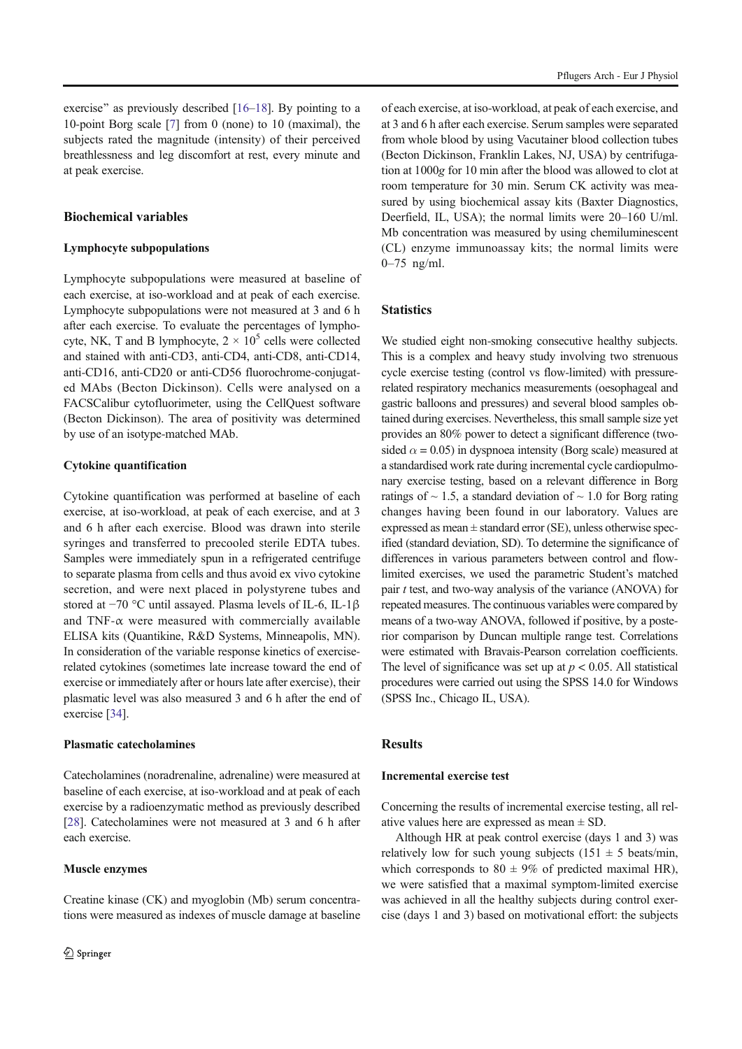exercise" as previously described [16–18]. By pointing to a 10-point Borg scale [7] from 0 (none) to 10 (maximal), the subjects rated the magnitude (intensity) of their perceived breathlessness and leg discomfort at rest, every minute and at peak exercise.

## Biochemical variables

### Lymphocyte subpopulations

Lymphocyte subpopulations were measured at baseline of each exercise, at iso-workload and at peak of each exercise. Lymphocyte subpopulations were not measured at 3 and 6 h after each exercise. To evaluate the percentages of lymphocyte, NK, T and B lymphocyte, $2 \times 10^5$ cells were collected and stained with anti-CD3, anti-CD4, anti-CD8, anti-CD14, anti-CD16, anti-CD20 or anti-CD56 fluorochrome-conjugated MAbs (Becton Dickinson). Cells were analysed on a FACSCalibur cytofluorimeter, using the CellQuest software (Becton Dickinson). The area of positivity was determined by use of an isotype-matched MAb.

### Cytokine quantification

Cytokine quantification was performed at baseline of each exercise, at iso-workload, at peak of each exercise, and at 3 and 6 h after each exercise. Blood was drawn into sterile syringes and transferred to precooled sterile EDTA tubes. Samples were immediately spun in a refrigerated centrifuge to separate plasma from cells and thus avoid ex vivo cytokine secretion, and were next placed in polystyrene tubes and stored at −70 °C until assayed. Plasma levels of IL-6, IL-1β and TNF-α were measured with commercially available ELISA kits (Quantikine, R&D Systems, Minneapolis, MN). In consideration of the variable response kinetics of exercise-related cytokines (sometimes late increase toward the end of exercise or immediately after or hours late after exercise), their plasmatic level was also measured 3 and 6 h after the end of exercise [34].

### Plasmatic catecholamines

Catecholamines (noradrenaline, adrenaline) were measured at baseline of each exercise, at iso-workload and at peak of each exercise by a radioenzymatic method as previously described [28]. Catecholamines were not measured at 3 and 6 h after each exercise.

### Muscle enzymes

Creatine kinase (CK) and myoglobin (Mb) serum concentrations were measured as indexes of muscle damage at baseline of each exercise, at iso-workload, at peak of each exercise, and at 3 and 6 h after each exercise. Serum samples were separated from whole blood by using Vacutainer blood collection tubes (Becton Dickinson, Franklin Lakes, NJ, USA) by centrifugation at 1000*g* for 10 min after the blood was allowed to clot at room temperature for 30 min. Serum CK activity was measured by using biochemical assay kits (Baxter Diagnostics, Deerfield, IL, USA); the normal limits were 20–160 U/ml. Mb concentration was measured by using chemiluminescent (CL) enzyme immunoassay kits; the normal limits were 0–75 ng/ml.

## Statistics

We studied eight non-smoking consecutive healthy subjects. This is a complex and heavy study involving two strenuous cycle exercise testing (control vs flow-limited) with pressure-related respiratory mechanics measurements (oesophageal and gastric balloons and pressures) and several blood samples obtained during exercises. Nevertheless, this small sample size yet provides an 80% power to detect a significant difference (two-sided $\alpha = 0.05$) in dyspnoea intensity (Borg scale) measured at a standardised work rate during incremental cycle cardiopulmonary exercise testing, based on a relevant difference in Borg ratings of ~ 1.5, a standard deviation of ~ 1.0 for Borg rating changes having been found in our laboratory. Values are expressed as mean ± standard error (SE), unless otherwise specified (standard deviation, SD). To determine the significance of differences in various parameters between control and flow-limited exercises, we used the parametric Student's matched pair *t* test, and two-way analysis of the variance (ANOVA) for repeated measures. The continuous variables were compared by means of a two-way ANOVA, followed if positive, by a posteriori comparison by Duncan multiple range test. Correlations were estimated with Bravais-Pearson correlation coefficients. The level of significance was set up at $p < 0.05$. All statistical procedures were carried out using the SPSS 14.0 for Windows (SPSS Inc., Chicago IL, USA).

## Results

### Incremental exercise test

Concerning the results of incremental exercise testing, all relative values here are expressed as mean ± SD.

Although HR at peak control exercise (days 1 and 3) was relatively low for such young subjects (151 ± 5 beats/min, which corresponds to 80 ± 9% of predicted maximal HR), we were satisfied that a maximal symptom-limited exercise was achieved in all the healthy subjects during control exercise (days 1 and 3) based on motivational effort: the subjects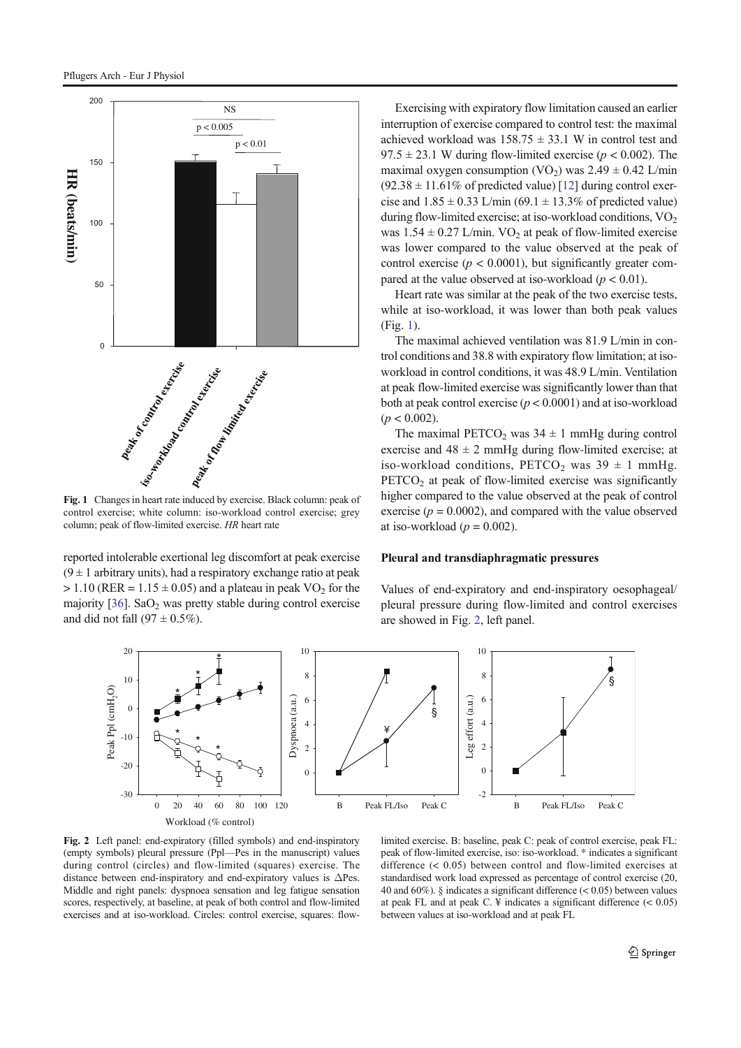200

150

100

50

0

HR (beats/min)

NS

p < 0.005

p < 0.01

peak of control exercise

iso-workload control exercise

peak of flow limited exercise

**Fig. 1** Changes in heart rate induced by exercise. Black column: peak of control exercise; white column: iso-workload control exercise; grey column; peak of flow-limited exercise. *HR* heart rate

reported intolerable exertional leg discomfort at peak exercise ($9 \pm 1$ arbitrary units), had a respiratory exchange ratio at peak $> 1.10$ (RER = $1.15 \pm 0.05$) and a plateau in peak $VO_2$ for the majority [36]. $SaO_2$ was pretty stable during control exercise and did not fall ($97 \pm 0.5\%$).

Exercising with expiratory flow limitation caused an earlier interruption of exercise compared to control test: the maximal achieved workload was $158.75 \pm 33.1$ W in control test and $97.5 \pm 23.1$ W during flow-limited exercise ($p < 0.002$). The maximal oxygen consumption ($VO_2$) was $2.49 \pm 0.42$ L/min ($92.38 \pm 11.61\%$ of predicted value) [12] during control exercise and $1.85 \pm 0.33$ L/min ($69.1 \pm 13.3\%$ of predicted value) during flow-limited exercise; at iso-workload conditions, $VO_2$ was $1.54 \pm 0.27$ L/min. $VO_2$ at peak of flow-limited exercise was lower compared to the value observed at the peak of control exercise ($p < 0.0001$), but significantly greater compared at the value observed at iso-workload ($p < 0.01$).

Heart rate was similar at the peak of the two exercise tests, while at iso-workload, it was lower than both peak values (Fig. 1).

The maximal achieved ventilation was 81.9 L/min in control conditions and 38.8 with expiratory flow limitation; at iso-workload in control conditions, it was 48.9 L/min. Ventilation at peak flow-limited exercise was significantly lower than that both at peak control exercise ($p < 0.0001$) and at iso-workload ($p < 0.002$).

The maximal $PETCO_2$ was $34 \pm 1$ mmHg during control exercise and $48 \pm 2$ mmHg during flow-limited exercise; at iso-workload conditions, $PETCO_2$ was $39 \pm 1$ mmHg. $PETCO_2$ at peak of flow-limited exercise was significantly higher compared to the value observed at the peak of control exercise ($p = 0.0002$), and compared with the value observed at iso-workload ($p = 0.002$).

### Pleural and transdiaphragmatic pressures

Values of end-expiratory and end-inspiratory oesophageal/pleural pressure during flow-limited and control exercises are showed in Fig. 2, left panel.

Peak Ppl ($cmH_2O$)

Workload (% control)

Dyspnoea (a.u.)

B, Peak FL/Iso, Peak C

¥

§

Leg effort (a.u.)

B, Peak FL/Iso, Peak C

§

**Fig. 2** Left panel: end-expiratory (filled symbols) and end-inspiratory (empty symbols) pleural pressure (Ppl—Pes in the manuscript) values during control (circles) and flow-limited (squares) exercise. The distance between end-inspiratory and end-expiratory values is ΔPes. Middle and right panels: dyspnoea sensation and leg fatigue sensation scores, respectively, at baseline, at peak of both control and flow-limited exercises and at iso-workload. Circles: control exercise, squares: flow-limited exercise. B: baseline, peak C: peak of control exercise, peak FL: peak of flow-limited exercise, iso: iso-workload. * indicates a significant difference (< 0.05) between control and flow-limited exercises at standardised work load expressed as percentage of control exercise (20, 40 and 60%). § indicates a significant difference (< 0.05) between values at peak FL and at peak C. ¥ indicates a significant difference (< 0.05) between values at iso-workload and at peak FL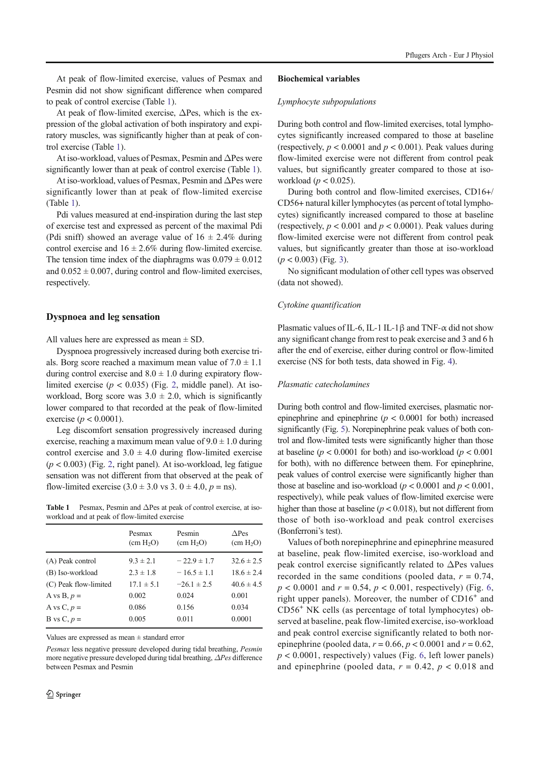At peak of flow-limited exercise, values of Pesmax and Pesmin did not show significant difference when compared to peak of control exercise (Table 1).

At peak of flow-limited exercise, ΔPes, which is the expression of the global activation of both inspiratory and expiratory muscles, was significantly higher than at peak of control exercise (Table 1).

At iso-workload, values of Pesmax, Pesmin and ΔPes were significantly lower than at peak of control exercise (Table 1).

At iso-workload, values of Pesmax, Pesmin and ΔPes were significantly lower than at peak of flow-limited exercise (Table 1).

Pdi values measured at end-inspiration during the last step of exercise test and expressed as percent of the maximal Pdi (Pdi sniff) showed an average value of 16 ± 2.4% during control exercise and 16 ± 2.6% during flow-limited exercise. The tension time index of the diaphragms was 0.079 ± 0.012 and 0.052 ± 0.007, during control and flow-limited exercises, respectively.

## Dyspnoea and leg sensation

All values here are expressed as mean ± SD.

Dyspnoea progressively increased during both exercise trials. Borg score reached a maximum mean value of 7.0 ± 1.1 during control exercise and 8.0 ± 1.0 during expiratory flow-limited exercise ($p < 0.035$) (Fig. 2, middle panel). At iso-workload, Borg score was 3.0 ± 2.0, which is significantly lower compared to that recorded at the peak of flow-limited exercise ($p < 0.0001$).

Leg discomfort sensation progressively increased during exercise, reaching a maximum mean value of 9.0 ± 1.0 during control exercise and 3.0 ± 4.0 during flow-limited exercise ($p < 0.003$) (Fig. 2, right panel). At iso-workload, leg fatigue sensation was not different from that observed at the peak of flow-limited exercise (3.0 ± 3.0 vs 3. 0 ± 4.0, $p$ = ns).

**Table 1** Pesmax, Pesmin and ΔPes at peak of control exercise, at iso-workload and at peak of flow-limited exercise

| | Pesmax (cm $H_2O$) | Pesmin (cm $H_2O$) | ΔPes (cm $H_2O$) |
|---|---|---|---|
| (A) Peak control | 9.3 ± 2.1 | − 22.9 ± 1.7 | 32.6 ± 2.5 |
| (B) Iso-workload | 2.3 ± 1.8 | − 16.5 ± 1.1 | 18.6 ± 2.4 |
| (C) Peak flow-limited | 17.1 ± 5.1 | −26.1 ± 2.5 | 40.6 ± 4.5 |
| A vs B, $p$ = | 0.002 | 0.024 | 0.001 |
| A vs C, $p$ = | 0.086 | 0.156 | 0.034 |
| B vs C, $p$ = | 0.005 | 0.011 | 0.0001 |

Values are expressed as mean ± standard error

*Pesmax* less negative pressure developed during tidal breathing, *Pesmin* more negative pressure developed during tidal breathing, *ΔPes* difference between Pesmax and Pesmin

## Biochemical variables

### *Lymphocyte subpopulations*

During both control and flow-limited exercises, total lymphocytes significantly increased compared to those at baseline (respectively, $p < 0.0001$ and $p < 0.001$). Peak values during flow-limited exercise were not different from control peak values, but significantly greater compared to those at iso-workload ($p < 0.025$).

During both control and flow-limited exercises, CD16+/CD56+ natural killer lymphocytes (as percent of total lymphocytes) significantly increased compared to those at baseline (respectively, $p < 0.001$ and $p < 0.0001$). Peak values during flow-limited exercise were not different from control peak values, but significantly greater than those at iso-workload ($p < 0.003$) (Fig. 3).

No significant modulation of other cell types was observed (data not showed).

### *Cytokine quantification*

Plasmatic values of IL-6, IL-1 IL-1β and TNF-α did not show any significant change from rest to peak exercise and 3 and 6 h after the end of exercise, either during control or flow-limited exercise (NS for both tests, data showed in Fig. 4).

### *Plasmatic catecholamines*

During both control and flow-limited exercises, plasmatic norepinephrine and epinephrine ($p < 0.0001$ for both) increased significantly (Fig. 5). Norepinephrine peak values of both control and flow-limited tests were significantly higher than those at baseline ($p < 0.0001$ for both) and iso-workload ($p < 0.001$ for both), with no difference between them. For epinephrine, peak values of control exercise were significantly higher than those at baseline and iso-workload ($p < 0.0001$ and $p < 0.001$, respectively), while peak values of flow-limited exercise were higher than those at baseline ($p < 0.018$), but not different from those of both iso-workload and peak control exercises (Bonferroni's test).

Values of both norepinephrine and epinephrine measured at baseline, peak flow-limited exercise, iso-workload and peak control exercise significantly related to ΔPes values recorded in the same conditions (pooled data, $r$ = 0.74, $p < 0.0001$ and $r$ = 0.54, $p < 0.001$, respectively) (Fig. 6, right upper panels). Moreover, the number of $CD16^{+}$ and $CD56^{+}$ NK cells (as percentage of total lymphocytes) observed at baseline, peak flow-limited exercise, iso-workload and peak control exercise significantly related to both norepinephrine (pooled data, $r$ = 0.66, $p < 0.0001$ and $r$ = 0.62, $p < 0.0001$, respectively) values (Fig. 6, left lower panels) and epinephrine (pooled data, $r$ = 0.42, $p < 0.018$ and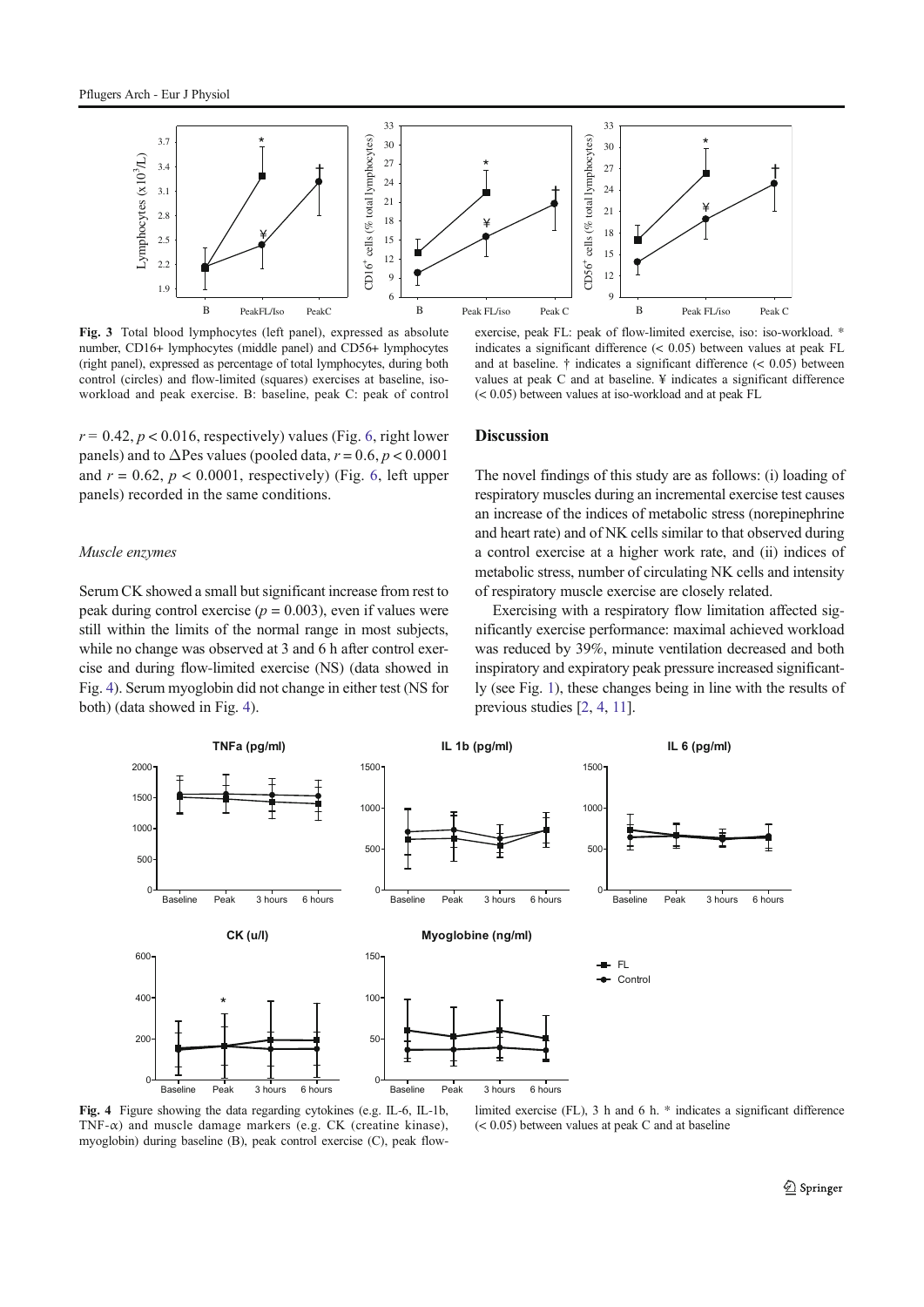Lymphocytes ($x10^3$/L)

3.7
3.4
3.1
2.8
2.5
2.2
1.9

B PeakFL/Iso PeakC

$CD16^+$ cells (% total lymphocytes)

33
30
27
24
21
18
15
12
9
6

B Peak FL/iso Peak C

$CD56^+$ cells (% total lymphocytes)

33
30
27
24
21
18
15
12
9

B Peak FL/iso Peak C

**Fig. 3** Total blood lymphocytes (left panel), expressed as absolute number, CD16+ lymphocytes (middle panel) and CD56+ lymphocytes (right panel), expressed as percentage of total lymphocytes, during both control (circles) and flow-limited (squares) exercises at baseline, iso-workload and peak exercise. B: baseline, peak C: peak of control exercise, peak FL: peak of flow-limited exercise, iso: iso-workload. * indicates a significant difference (< 0.05) between values at peak FL and at baseline. † indicates a significant difference (< 0.05) between values at peak C and at baseline. ¥ indicates a significant difference (< 0.05) between values at iso-workload and at peak FL

$r = 0.42$, $p < 0.016$, respectively) values (Fig. 6, right lower panels) and to ΔPes values (pooled data, $r = 0.6$, $p < 0.0001$ and $r = 0.62$, $p < 0.0001$, respectively) (Fig. 6, left upper panels) recorded in the same conditions.

### *Muscle enzymes*

Serum CK showed a small but significant increase from rest to peak during control exercise ($p = 0.003$), even if values were still within the limits of the normal range in most subjects, while no change was observed at 3 and 6 h after control exercise and during flow-limited exercise (NS) (data showed in Fig. 4). Serum myoglobin did not change in either test (NS for both) (data showed in Fig. 4).

## Discussion

The novel findings of this study are as follows: (i) loading of respiratory muscles during an incremental exercise test causes an increase of the indices of metabolic stress (norepinephrine and heart rate) and of NK cells similar to that observed during a control exercise at a higher work rate, and (ii) indices of metabolic stress, number of circulating NK cells and intensity of respiratory muscle exercise are closely related.

Exercising with a respiratory flow limitation affected significantly exercise performance: maximal achieved workload was reduced by 39%, minute ventilation decreased and both inspiratory and expiratory peak pressure increased significantly (see Fig. 1), these changes being in line with the results of previous studies [2, 4, 11].

TNFa (pg/ml)

2000
1500
1000
500
0

Baseline Peak 3 hours 6 hours

IL 1b (pg/ml)

1500
1000
500
0

Baseline Peak 3 hours 6 hours

IL 6 (pg/ml)

1500
1000
500
0

Baseline Peak 3 hours 6 hours

CK (u/l)

600
400
200
0

Baseline Peak 3 hours 6 hours

Myoglobine (ng/ml)

150
100
50
0

Baseline Peak 3 hours 6 hours

FL
Control

**Fig. 4** Figure showing the data regarding cytokines (e.g. IL-6, IL-1b, TNF-α) and muscle damage markers (e.g. CK (creatine kinase), myoglobin) during baseline (B), peak control exercise (C), peak flow-limited exercise (FL), 3 h and 6 h. * indicates a significant difference (< 0.05) between values at peak C and at baseline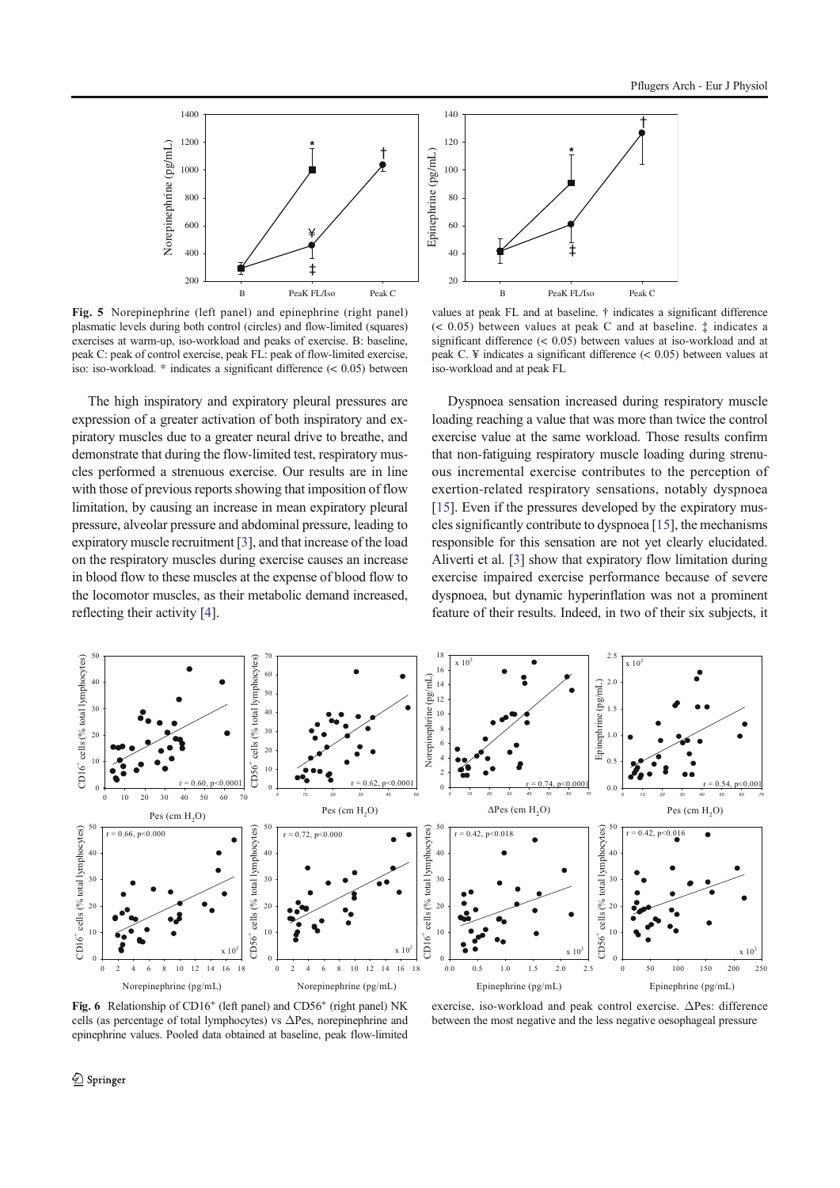1400
1200
1000
800
600
400
200
Norepinephrine (pg/mL)
B
PeaK FL/Iso
Peak C
*
†
¥
‡

140
120
100
80
60
40
20
Epinephrine (pg/mL)
B
PeaK FL/Iso
Peak C
*
†
‡

**Fig. 5** Norepinephrine (left panel) and epinephrine (right panel) plasmatic levels during both control (circles) and flow-limited (squares) exercises at warm-up, iso-workload and peaks of exercise. B: baseline, peak C: peak of control exercise, peak FL: peak of flow-limited exercise, iso: iso-workload. * indicates a significant difference (< 0.05) between values at peak FL and at baseline. † indicates a significant difference (< 0.05) between values at peak C and at baseline. ‡ indicates a significant difference (< 0.05) between values at iso-workload and at peak C. ¥ indicates a significant difference (< 0.05) between values at iso-workload and at peak FL

The high inspiratory and expiratory pleural pressures are expression of a greater activation of both inspiratory and expiratory muscles due to a greater neural drive to breathe, and demonstrate that during the flow-limited test, respiratory muscles performed a strenuous exercise. Our results are in line with those of previous reports showing that imposition of flow limitation, by causing an increase in mean expiratory pleural pressure, alveolar pressure and abdominal pressure, leading to expiratory muscle recruitment [3], and that increase of the load on the respiratory muscles during exercise causes an increase in blood flow to these muscles at the expense of blood flow to the locomotor muscles, as their metabolic demand increased, reflecting their activity [4].

Dyspnoea sensation increased during respiratory muscle loading reaching a value that was more than twice the control exercise value at the same workload. Those results confirm that non-fatiguing respiratory muscle loading during strenuous incremental exercise contributes to the perception of exertion-related respiratory sensations, notably dyspnoea [15]. Even if the pressures developed by the expiratory muscles significantly contribute to dyspnoea [15], the mechanisms responsible for this sensation are not yet clearly elucidated. Aliverti et al. [3] show that expiratory flow limitation during exercise impaired exercise performance because of severe dyspnoea, but dynamic hyperinflation was not a prominent feature of their results. Indeed, in two of their six subjects, it

$CD16^+$ cells (% total lymphocytes)
Pes (cm $H_2O$)
r = 0.60, p<0.0001

$CD56^+$ cells (% total lymphocytes)
Pes (cm $H_2O$)
r = 0.62, p<0.0001

Norepinephrine (pg/mL)
x $10^2$
ΔPes (cm $H_2O$)
r = 0.74, p<0.0001

Epinephrine (pg/mL)
x $10^2$
Pes (cm $H_2O$)
r = 0.54, p<0.001

$CD16^+$ cells (% total lymphocytes)
Norepinephrine (pg/mL)
x $10^2$
r = 0.66, p<0.000

$CD56^+$ cells (% total lymphocytes)
Norepinephrine (pg/mL)
x $10^2$
r = 0.72, p<0.000

$CD16^+$ cells (% total lymphocytes)
Epinephrine (pg/mL)
x $10^2$
r = 0.42, p<0.018

$CD56^+$ cells (% total lymphocytes)
Epinephrine (pg/mL)
x $10^2$
r = 0.42, p<0.016

**Fig. 6** Relationship of $CD16^+$ (left panel) and $CD56^+$ (right panel) NK cells (as percentage of total lymphocytes) vs ΔPes, norepinephrine and epinephrine values. Pooled data obtained at baseline, peak flow-limited exercise, iso-workload and peak control exercise. ΔPes: difference between the most negative and the less negative oesophageal pressure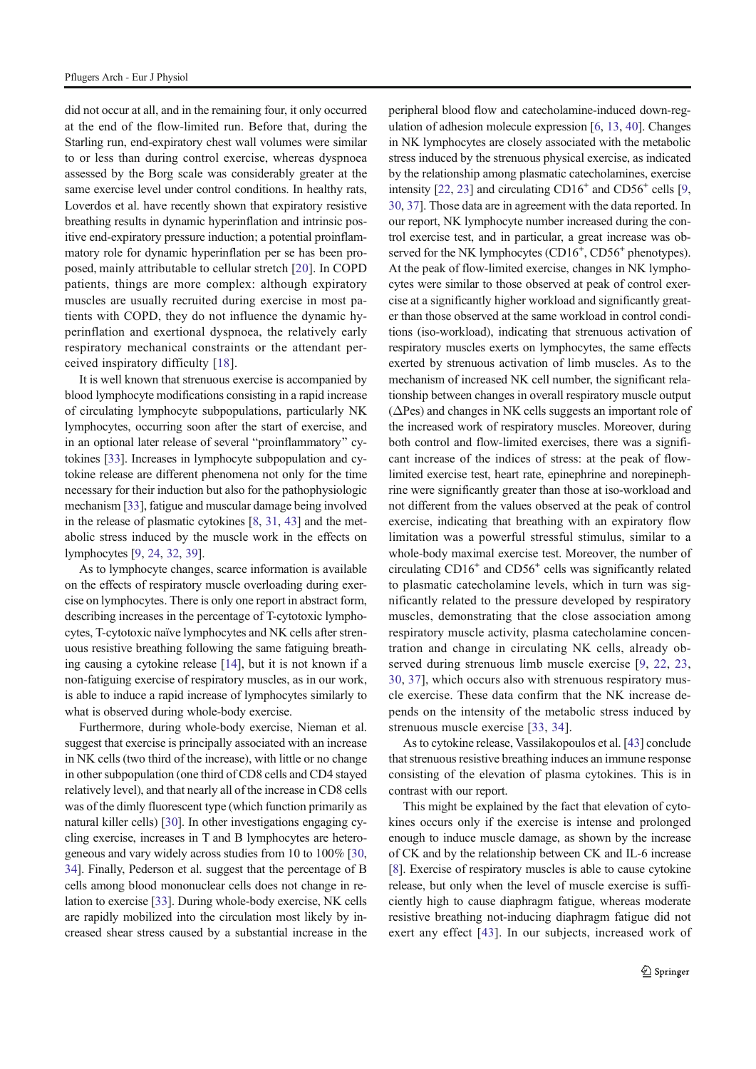did not occur at all, and in the remaining four, it only occurred at the end of the flow-limited run. Before that, during the Starling run, end-expiratory chest wall volumes were similar to or less than during control exercise, whereas dyspnoea assessed by the Borg scale was considerably greater at the same exercise level under control conditions. In healthy rats, Loverdos et al. have recently shown that expiratory resistive breathing results in dynamic hyperinflation and intrinsic positive end-expiratory pressure induction; a potential proinflammatory role for dynamic hyperinflation per se has been proposed, mainly attributable to cellular stretch [20]. In COPD patients, things are more complex: although expiratory muscles are usually recruited during exercise in most patients with COPD, they do not influence the dynamic hyperinflation and exertional dyspnoea, the relatively early respiratory mechanical constraints or the attendant perceived inspiratory difficulty [18].

It is well known that strenuous exercise is accompanied by blood lymphocyte modifications consisting in a rapid increase of circulating lymphocyte subpopulations, particularly NK lymphocytes, occurring soon after the start of exercise, and in an optional later release of several "proinflammatory" cytokines [33]. Increases in lymphocyte subpopulation and cytokine release are different phenomena not only for the time necessary for their induction but also for the pathophysiologic mechanism [33], fatigue and muscular damage being involved in the release of plasmatic cytokines [8, 31, 43] and the metabolic stress induced by the muscle work in the effects on lymphocytes [9, 24, 32, 39].

As to lymphocyte changes, scarce information is available on the effects of respiratory muscle overloading during exercise on lymphocytes. There is only one report in abstract form, describing increases in the percentage of T-cytotoxic lymphocytes, T-cytotoxic naïve lymphocytes and NK cells after strenuous resistive breathing following the same fatiguing breathing causing a cytokine release [14], but it is not known if a non-fatiguing exercise of respiratory muscles, as in our work, is able to induce a rapid increase of lymphocytes similarly to what is observed during whole-body exercise.

Furthermore, during whole-body exercise, Nieman et al. suggest that exercise is principally associated with an increase in NK cells (two third of the increase), with little or no change in other subpopulation (one third of CD8 cells and CD4 stayed relatively level), and that nearly all of the increase in CD8 cells was of the dimly fluorescent type (which function primarily as natural killer cells) [30]. In other investigations engaging cycling exercise, increases in T and B lymphocytes are heterogeneous and vary widely across studies from 10 to 100% [30, 34]. Finally, Pederson et al. suggest that the percentage of B cells among blood mononuclear cells does not change in relation to exercise [33]. During whole-body exercise, NK cells are rapidly mobilized into the circulation most likely by increased shear stress caused by a substantial increase in the peripheral blood flow and catecholamine-induced down-regulation of adhesion molecule expression [6, 13, 40]. Changes in NK lymphocytes are closely associated with the metabolic stress induced by the strenuous physical exercise, as indicated by the relationship among plasmatic catecholamines, exercise intensity [22, 23] and circulating $CD16^+$ and $CD56^+$ cells [9, 30, 37]. Those data are in agreement with the data reported. In our report, NK lymphocyte number increased during the control exercise test, and in particular, a great increase was observed for the NK lymphocytes ($CD16^+$, $CD56^+$ phenotypes). At the peak of flow-limited exercise, changes in NK lymphocytes were similar to those observed at peak of control exercise at a significantly higher workload and significantly greater than those observed at the same workload in control conditions (iso-workload), indicating that strenuous activation of respiratory muscles exerts on lymphocytes, the same effects exerted by strenuous activation of limb muscles. As to the mechanism of increased NK cell number, the significant relationship between changes in overall respiratory muscle output ($\Delta$Pes) and changes in NK cells suggests an important role of the increased work of respiratory muscles. Moreover, during both control and flow-limited exercises, there was a significant increase of the indices of stress: at the peak of flow-limited exercise test, heart rate, epinephrine and norepinephrine were significantly greater than those at iso-workload and not different from the values observed at the peak of control exercise, indicating that breathing with an expiratory flow limitation was a powerful stressful stimulus, similar to a whole-body maximal exercise test. Moreover, the number of circulating $CD16^+$ and $CD56^+$ cells was significantly related to plasmatic catecholamine levels, which in turn was significantly related to the pressure developed by respiratory muscles, demonstrating that the close association among respiratory muscle activity, plasma catecholamine concentration and change in circulating NK cells, already observed during strenuous limb muscle exercise [9, 22, 23, 30, 37], which occurs also with strenuous respiratory muscle exercise. These data confirm that the NK increase depends on the intensity of the metabolic stress induced by strenuous muscle exercise [33, 34].

As to cytokine release, Vassilakopoulos et al. [43] conclude that strenuous resistive breathing induces an immune response consisting of the elevation of plasma cytokines. This is in contrast with our report.

This might be explained by the fact that elevation of cytokines occurs only if the exercise is intense and prolonged enough to induce muscle damage, as shown by the increase of CK and by the relationship between CK and IL-6 increase [8]. Exercise of respiratory muscles is able to cause cytokine release, but only when the level of muscle exercise is sufficiently high to cause diaphragm fatigue, whereas moderate resistive breathing not-inducing diaphragm fatigue did not exert any effect [43]. In our subjects, increased work of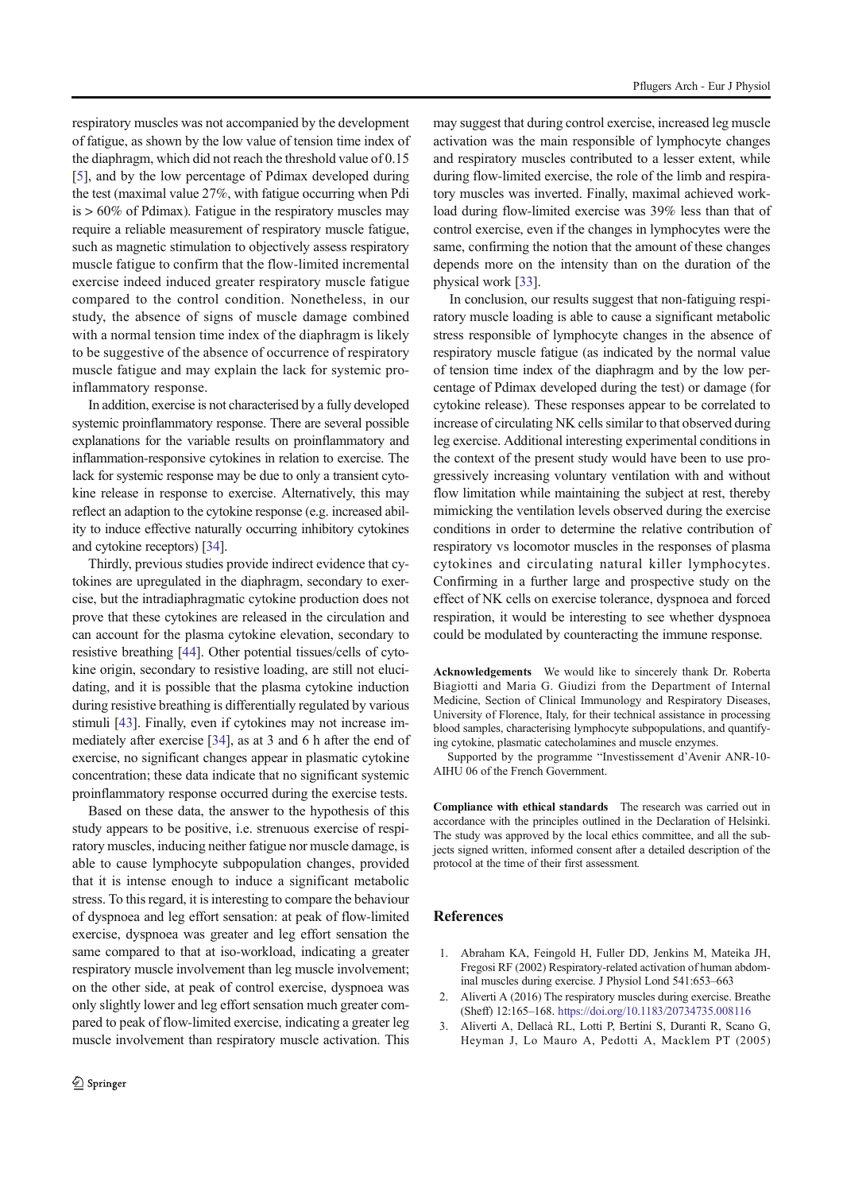respiratory muscles was not accompanied by the development of fatigue, as shown by the low value of tension time index of the diaphragm, which did not reach the threshold value of 0.15 [5], and by the low percentage of Pdimax developed during the test (maximal value 27%, with fatigue occurring when Pdi is > 60% of Pdimax). Fatigue in the respiratory muscles may require a reliable measurement of respiratory muscle fatigue, such as magnetic stimulation to objectively assess respiratory muscle fatigue to confirm that the flow-limited incremental exercise indeed induced greater respiratory muscle fatigue compared to the control condition. Nonetheless, in our study, the absence of signs of muscle damage combined with a normal tension time index of the diaphragm is likely to be suggestive of the absence of occurrence of respiratory muscle fatigue and may explain the lack for systemic proinflammatory response.

In addition, exercise is not characterised by a fully developed systemic proinflammatory response. There are several possible explanations for the variable results on proinflammatory and inflammation-responsive cytokines in relation to exercise. The lack for systemic response may be due to only a transient cytokine release in response to exercise. Alternatively, this may reflect an adaption to the cytokine response (e.g. increased ability to induce effective naturally occurring inhibitory cytokines and cytokine receptors) [34].

Thirdly, previous studies provide indirect evidence that cytokines are upregulated in the diaphragm, secondary to exercise, but the intradiaphragmatic cytokine production does not prove that these cytokines are released in the circulation and can account for the plasma cytokine elevation, secondary to resistive breathing [44]. Other potential tissues/cells of cytokine origin, secondary to resistive loading, are still not elucidating, and it is possible that the plasma cytokine induction during resistive breathing is differentially regulated by various stimuli [43]. Finally, even if cytokines may not increase immediately after exercise [34], as at 3 and 6 h after the end of exercise, no significant changes appear in plasmatic cytokine concentration; these data indicate that no significant systemic proinflammatory response occurred during the exercise tests.

Based on these data, the answer to the hypothesis of this study appears to be positive, i.e. strenuous exercise of respiratory muscles, inducing neither fatigue nor muscle damage, is able to cause lymphocyte subpopulation changes, provided that it is intense enough to induce a significant metabolic stress. To this regard, it is interesting to compare the behaviour of dyspnoea and leg effort sensation: at peak of flow-limited exercise, dyspnoea was greater and leg effort sensation the same compared to that at iso-workload, indicating a greater respiratory muscle involvement than leg muscle involvement; on the other side, at peak of control exercise, dyspnoea was only slightly lower and leg effort sensation much greater compared to peak of flow-limited exercise, indicating a greater leg muscle involvement than respiratory muscle activation. This may suggest that during control exercise, increased leg muscle activation was the main responsible of lymphocyte changes and respiratory muscles contributed to a lesser extent, while during flow-limited exercise, the role of the limb and respiratory muscles was inverted. Finally, maximal achieved workload during flow-limited exercise was 39% less than that of control exercise, even if the changes in lymphocytes were the same, confirming the notion that the amount of these changes depends more on the intensity than on the duration of the physical work [33].

In conclusion, our results suggest that non-fatiguing respiratory muscle loading is able to cause a significant metabolic stress responsible of lymphocyte changes in the absence of respiratory muscle fatigue (as indicated by the normal value of tension time index of the diaphragm and by the low percentage of Pdimax developed during the test) or damage (for cytokine release). These responses appear to be correlated to increase of circulating NK cells similar to that observed during leg exercise. Additional interesting experimental conditions in the context of the present study would have been to use progressively increasing voluntary ventilation with and without flow limitation while maintaining the subject at rest, thereby mimicking the ventilation levels observed during the exercise conditions in order to determine the relative contribution of respiratory vs locomotor muscles in the responses of plasma cytokines and circulating natural killer lymphocytes. Confirming in a further large and prospective study on the effect of NK cells on exercise tolerance, dyspnoea and forced respiration, it would be interesting to see whether dyspnoea could be modulated by counteracting the immune response.

**Acknowledgements** We would like to sincerely thank Dr. Roberta Biagiotti and Maria G. Giudizi from the Department of Internal Medicine, Section of Clinical Immunology and Respiratory Diseases, University of Florence, Italy, for their technical assistance in processing blood samples, characterising lymphocyte subpopulations, and quantifying cytokine, plasmatic catecholamines and muscle enzymes.

Supported by the programme "Investissement d'Avenir ANR-10-AIHU 06 of the French Government.

**Compliance with ethical standards** The research was carried out in accordance with the principles outlined in the Declaration of Helsinki. The study was approved by the local ethics committee, and all the subjects signed written, informed consent after a detailed description of the protocol at the time of their first assessment.

## References

1. Abraham KA, Feingold H, Fuller DD, Jenkins M, Mateika JH, Fregosi RF (2002) Respiratory-related activation of human abdominal muscles during exercise. J Physiol Lond 541:653–663
2. Aliverti A (2016) The respiratory muscles during exercise. Breathe (Sheff) 12:165–168. https://doi.org/10.1183/20734735.008116
3. Aliverti A, Dellacà RL, Lotti P, Bertini S, Duranti R, Scano G, Heyman J, Lo Mauro A, Pedotti A, Macklem PT (2005)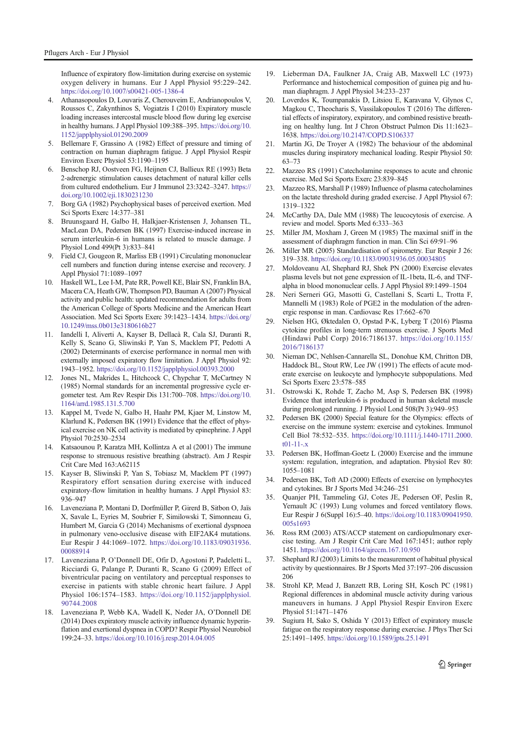Influence of expiratory flow-limitation during exercise on systemic oxygen delivery in humans. Eur J Appl Physiol 95:229–242. https://doi.org/10.1007/s00421-005-1386-4

4. Athanasopoulos D, Louvaris Z, Cherouveim E, Andrianopoulos V, Roussos C, Zakynthinos S, Vogiatzis I (2010) Expiratory muscle loading increases intercostal muscle blood flow during leg exercise in healthy humans. J Appl Physiol 109:388–395. https://doi.org/10.1152/japplphysiol.01290.2009
5. Bellemare F, Grassino A (1982) Effect of pressure and timing of contraction on human diaphragm fatigue. J Appl Physiol Respir Environ Exerc Physiol 53:1190–1195
6. Benschop RJ, Oostveen FG, Heijnen CJ, Ballieux RE (1993) Beta 2-adrenergic stimulation causes detachment of natural killer cells from cultured endothelium. Eur J Immunol 23:3242–3247. https://doi.org/10.1002/eji.1830231230
7. Borg GA (1982) Psychophysical bases of perceived exertion. Med Sci Sports Exerc 14:377–381
8. Bruunsgaard H, Galbo H, Halkjaer-Kristensen J, Johansen TL, MacLean DA, Pedersen BK (1997) Exercise-induced increase in serum interleukin-6 in humans is related to muscle damage. J Physiol Lond 499(Pt 3):833–841
9. Field CJ, Gougeon R, Marliss EB (1991) Circulating mononuclear cell numbers and function during intense exercise and recovery. J Appl Physiol 71:1089–1097
10. Haskell WL, Lee I-M, Pate RR, Powell KE, Blair SN, Franklin BA, Macera CA, Heath GW, Thompson PD, Bauman A (2007) Physical activity and public health: updated recommendation for adults from the American College of Sports Medicine and the American Heart Association. Med Sci Sports Exerc 39:1423–1434. https://doi.org/10.1249/mss.0b013e3180616b27
11. Iandelli I, Aliverti A, Kayser B, Dellacà R, Cala SJ, Duranti R, Kelly S, Scano G, Sliwinski P, Yan S, Macklem PT, Pedotti A (2002) Determinants of exercise performance in normal men with externally imposed expiratory flow limitation. J Appl Physiol 92:1943–1952. https://doi.org/10.1152/japplphysiol.00393.2000
12. Jones NL, Makrides L, Hitchcock C, Chypchar T, McCartney N (1985) Normal standards for an incremental progressive cycle ergometer test. Am Rev Respir Dis 131:700–708. https://doi.org/10.1164/arrd.1985.131.5.700
13. Kappel M, Tvede N, Galbo H, Haahr PM, Kjaer M, Linstow M, Klarlund K, Pedersen BK (1991) Evidence that the effect of physical exercise on NK cell activity is mediated by epinephrine. J Appl Physiol 70:2530–2534
14. Katsaounou P, Karatza MH, Kollintza A et al (2001) The immune response to strenuous resistive breathing (abstract). Am J Respir Crit Care Med 163:A62115
15. Kayser B, Sliwinski P, Yan S, Tobiasz M, Macklem PT (1997) Respiratory effort sensation during exercise with induced expiratory-flow limitation in healthy humans. J Appl Physiol 83:936–947
16. Laveneziana P, Montani D, Dorfmüller P, Girerd B, Sitbon O, Jaïs X, Savale L, Eyries M, Soubrier F, Similowski T, Simonneau G, Humbert M, Garcia G (2014) Mechanisms of exertional dyspnoea in pulmonary veno-occlusive disease with EIF2AK4 mutations. Eur Respir J 44:1069–1072. https://doi.org/10.1183/09031936.00088914
17. Laveneziana P, O'Donnell DE, Ofir D, Agostoni P, Padeletti L, Ricciardi G, Palange P, Duranti R, Scano G (2009) Effect of biventricular pacing on ventilatory and perceptual responses to exercise in patients with stable chronic heart failure. J Appl Physiol 106:1574–1583. https://doi.org/10.1152/japplphysiol.90744.2008
18. Laveneziana P, Webb KA, Wadell K, Neder JA, O'Donnell DE (2014) Does expiratory muscle activity influence dynamic hyperinflation and exertional dyspnea in COPD? Respir Physiol Neurobiol 199:24–33. https://doi.org/10.1016/j.resp.2014.04.005
19. Lieberman DA, Faulkner JA, Craig AB, Maxwell LC (1973) Performance and histochemical composition of guinea pig and human diaphragm. J Appl Physiol 34:233–237
20. Loverdos K, Toumpanakis D, Litsiou E, Karavana V, Glynos C, Magkou C, Theocharis S, Vassilakopoulos T (2016) The differential effects of inspiratory, expiratory, and combined resistive breathing on healthy lung. Int J Chron Obstruct Pulmon Dis 11:1623–1638. https://doi.org/10.2147/COPD.S106337
21. Martin JG, De Troyer A (1982) The behaviour of the abdominal muscles during inspiratory mechanical loading. Respir Physiol 50:63–73
22. Mazzeo RS (1991) Catecholamine responses to acute and chronic exercise. Med Sci Sports Exerc 23:839–845
23. Mazzeo RS, Marshall P (1989) Influence of plasma catecholamines on the lactate threshold during graded exercise. J Appl Physiol 67:1319–1322
24. McCarthy DA, Dale MM (1988) The leucocytosis of exercise. A review and model. Sports Med 6:333–363
25. Miller JM, Moxham J, Green M (1985) The maximal sniff in the assessment of diaphragm function in man. Clin Sci 69:91–96
26. Miller MR (2005) Standardisation of spirometry. Eur Respir J 26:319–338. https://doi.org/10.1183/09031936.05.00034805
27. Moldoveanu AI, Shephard RJ, Shek PN (2000) Exercise elevates plasma levels but not gene expression of IL-1beta, IL-6, and TNF-alpha in blood mononuclear cells. J Appl Physiol 89:1499–1504
28. Neri Serneri GG, Masotti G, Castellani S, Scarti L, Trotta F, Mannelli M (1983) Role of PGE2 in the modulation of the adrenergic response in man. Cardiovasc Res 17:662–670
29. Nielsen HG, Øktedalen O, Opstad P-K, Lyberg T (2016) Plasma cytokine profiles in long-term strenuous exercise. J Sports Med (Hindawi Publ Corp) 2016:7186137. https://doi.org/10.1155/2016/7186137
30. Nieman DC, Nehlsen-Cannarella SL, Donohue KM, Chritton DB, Haddock BL, Stout RW, Lee JW (1991) The effects of acute moderate exercise on leukocyte and lymphocyte subpopulations. Med Sci Sports Exerc 23:578–585
31. Ostrowski K, Rohde T, Zacho M, Asp S, Pedersen BK (1998) Evidence that interleukin-6 is produced in human skeletal muscle during prolonged running. J Physiol Lond 508(Pt 3):949–953
32. Pedersen BK (2000) Special feature for the Olympics: effects of exercise on the immune system: exercise and cytokines. Immunol Cell Biol 78:532–535. https://doi.org/10.1111/j.1440-1711.2000.t01-11-.x
33. Pedersen BK, Hoffman-Goetz L (2000) Exercise and the immune system: regulation, integration, and adaptation. Physiol Rev 80:1055–1081
34. Pedersen BK, Toft AD (2000) Effects of exercise on lymphocytes and cytokines. Br J Sports Med 34:246–251
35. Quanjer PH, Tammeling GJ, Cotes JE, Pedersen OF, Peslin R, Yernault JC (1993) Lung volumes and forced ventilatory flows. Eur Respir J 6(Suppl 16):5–40. https://doi.org/10.1183/09041950.005s1693
36. Ross RM (2003) ATS/ACCP statement on cardiopulmonary exercise testing. Am J Respir Crit Care Med 167:1451; author reply 1451. https://doi.org/10.1164/ajrccm.167.10.950
37. Shephard RJ (2003) Limits to the measurement of habitual physical activity by questionnaires. Br J Sports Med 37:197–206 discussion 206
38. Strohl KP, Mead J, Banzett RB, Loring SH, Kosch PC (1981) Regional differences in abdominal muscle activity during various maneuvers in humans. J Appl Physiol Respir Environ Exerc Physiol 51:1471–1476
39. Sugiura H, Sako S, Oshida Y (2013) Effect of expiratory muscle fatigue on the respiratory response during exercise. J Phys Ther Sci 25:1491–1495. https://doi.org/10.1589/jpts.25.1491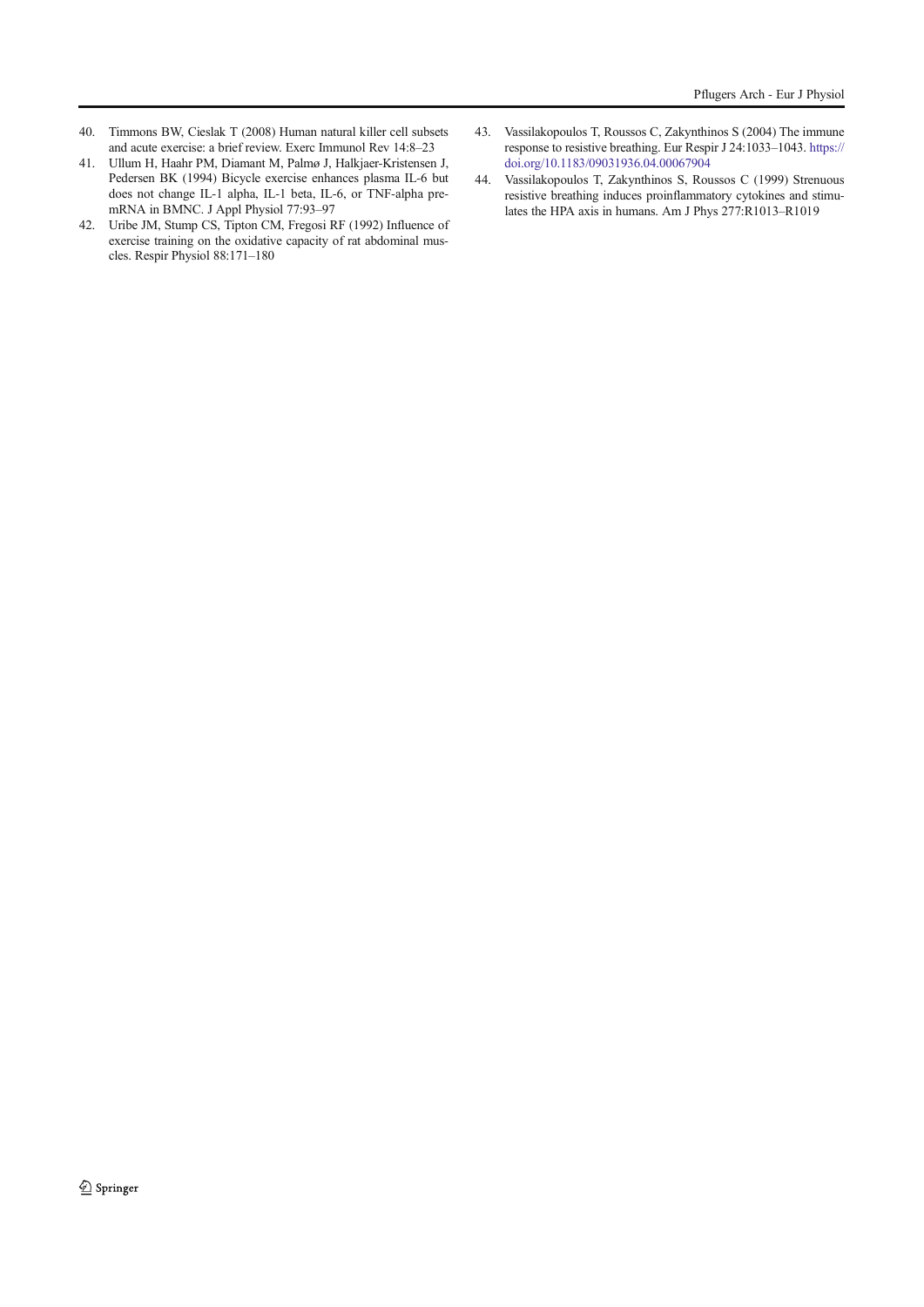40. Timmons BW, Cieslak T (2008) Human natural killer cell subsets and acute exercise: a brief review. Exerc Immunol Rev 14:8–23
41. Ullum H, Haahr PM, Diamant M, Palmø J, Halkjaer-Kristensen J, Pedersen BK (1994) Bicycle exercise enhances plasma IL-6 but does not change IL-1 alpha, IL-1 beta, IL-6, or TNF-alpha pre-mRNA in BMNC. J Appl Physiol 77:93–97
42. Uribe JM, Stump CS, Tipton CM, Fregosi RF (1992) Influence of exercise training on the oxidative capacity of rat abdominal muscles. Respir Physiol 88:171–180
43. Vassilakopoulos T, Roussos C, Zakynthinos S (2004) The immune response to resistive breathing. Eur Respir J 24:1033–1043. https://doi.org/10.1183/09031936.04.00067904
44. Vassilakopoulos T, Zakynthinos S, Roussos C (1999) Strenuous resistive breathing induces proinflammatory cytokines and stimulates the HPA axis in humans. Am J Phys 277:R1013–R1019